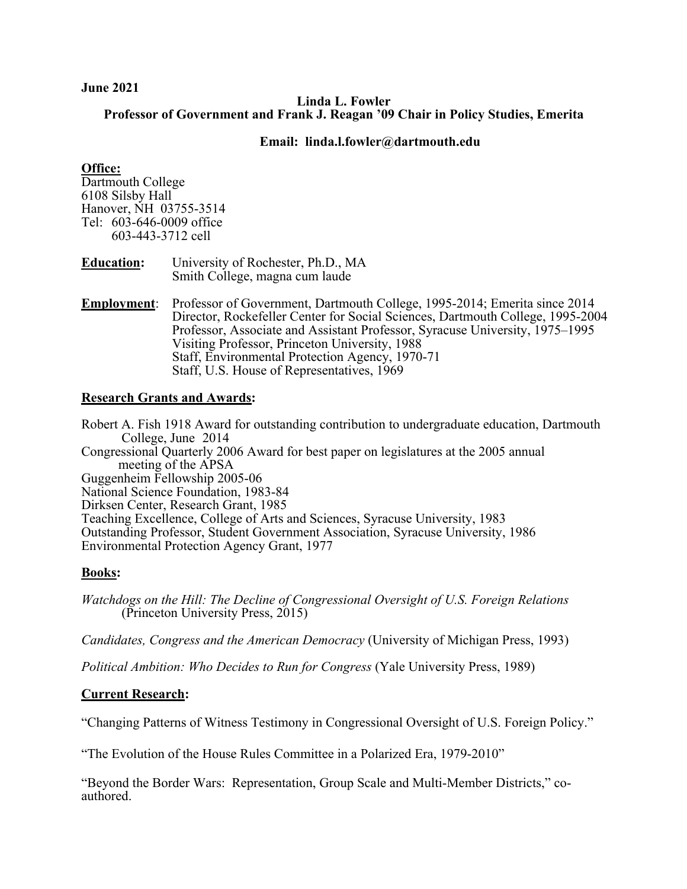**June 2021**

**Linda L. Fowler**
**Professor of Government and Frank J. Reagan '09 Chair in Policy Studies, Emerita**

**Email: linda.l.fowler@dartmouth.edu**

**Office:**
Dartmouth College
6108 Silsby Hall
Hanover, NH 03755-3514
Tel: 603-646-0009 office
603-443-3712 cell

**Education:** University of Rochester, Ph.D., MA
Smith College, magna cum laude

**Employment**: Professor of Government, Dartmouth College, 1995-2014; Emerita since 2014
Director, Rockefeller Center for Social Sciences, Dartmouth College, 1995-2004
Professor, Associate and Assistant Professor, Syracuse University, 1975–1995
Visiting Professor, Princeton University, 1988
Staff, Environmental Protection Agency, 1970-71
Staff, U.S. House of Representatives, 1969

## Research Grants and Awards:

Robert A. Fish 1918 Award for outstanding contribution to undergraduate education, Dartmouth College, June 2014
Congressional Quarterly 2006 Award for best paper on legislatures at the 2005 annual meeting of the APSA
Guggenheim Fellowship 2005-06
National Science Foundation, 1983-84
Dirksen Center, Research Grant, 1985
Teaching Excellence, College of Arts and Sciences, Syracuse University, 1983
Outstanding Professor, Student Government Association, Syracuse University, 1986
Environmental Protection Agency Grant, 1977

## Books:

*Watchdogs on the Hill: The Decline of Congressional Oversight of U.S. Foreign Relations* (Princeton University Press, 2015)

*Candidates, Congress and the American Democracy* (University of Michigan Press, 1993)

*Political Ambition: Who Decides to Run for Congress* (Yale University Press, 1989)

## Current Research:

"Changing Patterns of Witness Testimony in Congressional Oversight of U.S. Foreign Policy."

"The Evolution of the House Rules Committee in a Polarized Era, 1979-2010"

"Beyond the Border Wars: Representation, Group Scale and Multi-Member Districts," co-authored.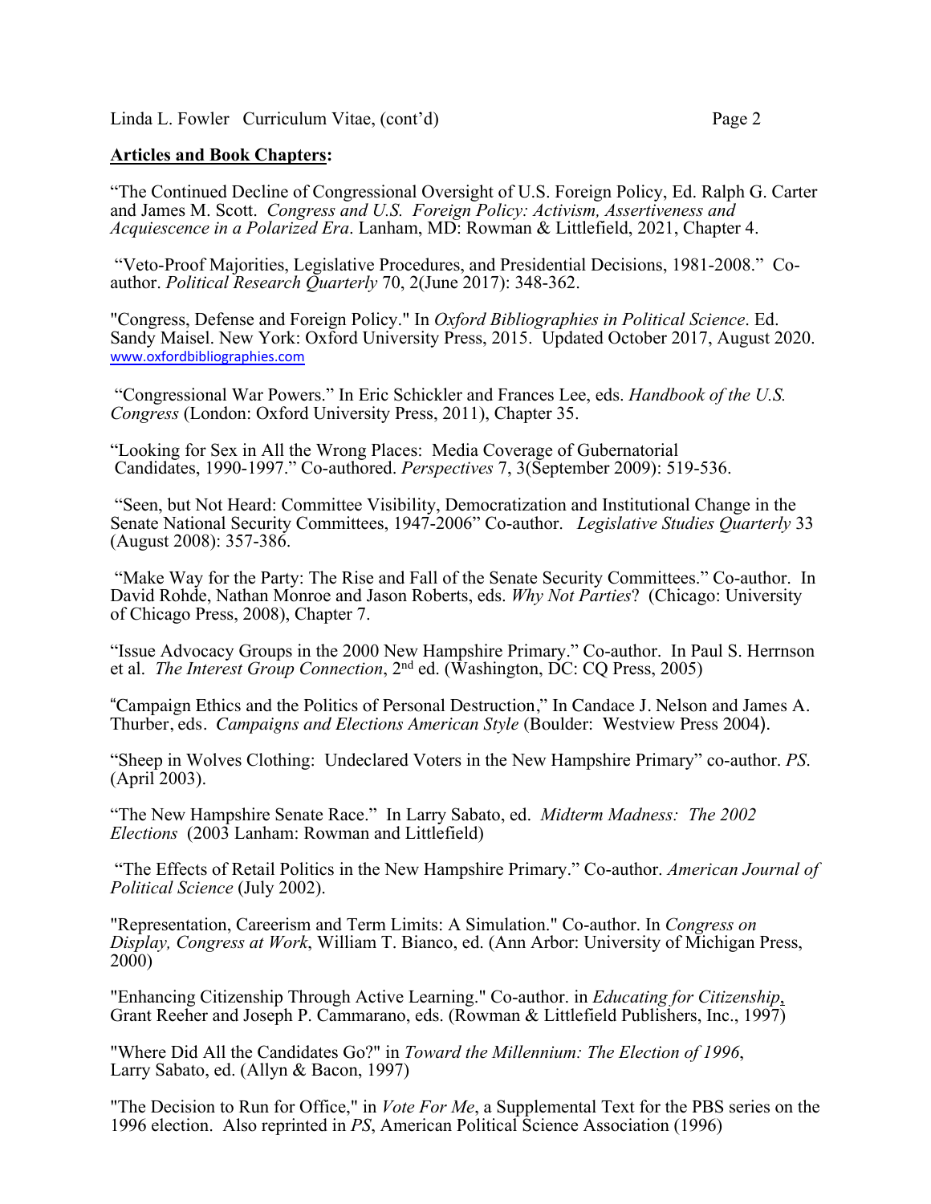**Articles and Book Chapters:**

"The Continued Decline of Congressional Oversight of U.S. Foreign Policy, Ed. Ralph G. Carter and James M. Scott. *Congress and U.S. Foreign Policy: Activism, Assertiveness and Acquiescence in a Polarized Era*. Lanham, MD: Rowman & Littlefield, 2021, Chapter 4.

"Veto-Proof Majorities, Legislative Procedures, and Presidential Decisions, 1981-2008." Co-author. *Political Research Quarterly* 70, 2(June 2017): 348-362.

"Congress, Defense and Foreign Policy." In *Oxford Bibliographies in Political Science*. Ed. Sandy Maisel. New York: Oxford University Press, 2015. Updated October 2017, August 2020. www.oxfordbibliographies.com

"Congressional War Powers." In Eric Schickler and Frances Lee, eds. *Handbook of the U.S. Congress* (London: Oxford University Press, 2011), Chapter 35.

"Looking for Sex in All the Wrong Places: Media Coverage of Gubernatorial Candidates, 1990-1997." Co-authored. *Perspectives* 7, 3(September 2009): 519-536.

"Seen, but Not Heard: Committee Visibility, Democratization and Institutional Change in the Senate National Security Committees, 1947-2006" Co-author. *Legislative Studies Quarterly* 33 (August 2008): 357-386.

"Make Way for the Party: The Rise and Fall of the Senate Security Committees." Co-author. In David Rohde, Nathan Monroe and Jason Roberts, eds. *Why Not Parties*? (Chicago: University of Chicago Press, 2008), Chapter 7.

"Issue Advocacy Groups in the 2000 New Hampshire Primary." Co-author. In Paul S. Herrnson et al. *The Interest Group Connection*, 2nd ed. (Washington, DC: CQ Press, 2005)

"Campaign Ethics and the Politics of Personal Destruction," In Candace J. Nelson and James A. Thurber, eds. *Campaigns and Elections American Style* (Boulder: Westview Press 2004).

"Sheep in Wolves Clothing: Undeclared Voters in the New Hampshire Primary" co-author. *PS.* (April 2003).

"The New Hampshire Senate Race." In Larry Sabato, ed. *Midterm Madness: The 2002 Elections* (2003 Lanham: Rowman and Littlefield)

"The Effects of Retail Politics in the New Hampshire Primary." Co-author. *American Journal of Political Science* (July 2002).

"Representation, Careerism and Term Limits: A Simulation." Co-author. In *Congress on Display, Congress at Work*, William T. Bianco, ed. (Ann Arbor: University of Michigan Press, 2000)

"Enhancing Citizenship Through Active Learning." Co-author. in *Educating for Citizenship*, Grant Reeher and Joseph P. Cammarano, eds. (Rowman & Littlefield Publishers, Inc., 1997)

"Where Did All the Candidates Go?" in *Toward the Millennium: The Election of 1996*, Larry Sabato, ed. (Allyn & Bacon, 1997)

"The Decision to Run for Office," in *Vote For Me*, a Supplemental Text for the PBS series on the 1996 election. Also reprinted in *PS*, American Political Science Association (1996)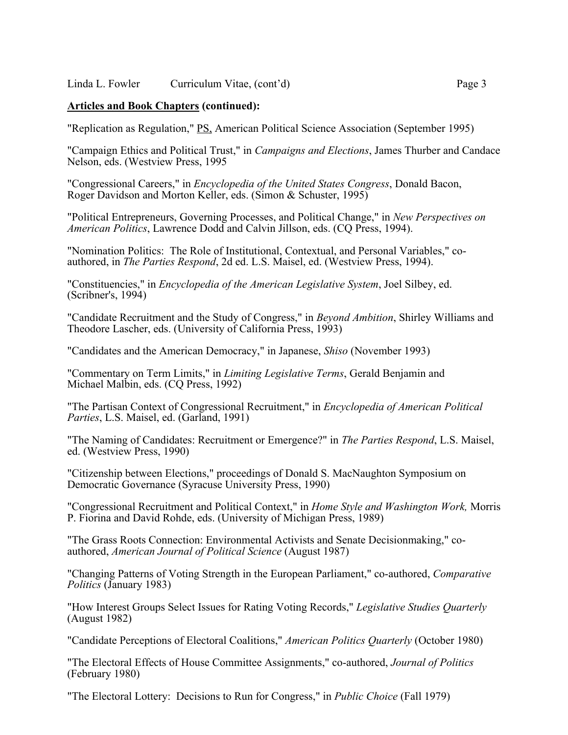**Articles and Book Chapters (continued):**

"Replication as Regulation," PS, American Political Science Association (September 1995)

"Campaign Ethics and Political Trust," in *Campaigns and Elections*, James Thurber and Candace Nelson, eds. (Westview Press, 1995

"Congressional Careers," in *Encyclopedia of the United States Congress*, Donald Bacon, Roger Davidson and Morton Keller, eds. (Simon & Schuster, 1995)

"Political Entrepreneurs, Governing Processes, and Political Change," in *New Perspectives on American Politics*, Lawrence Dodd and Calvin Jillson, eds. (CQ Press, 1994).

"Nomination Politics: The Role of Institutional, Contextual, and Personal Variables," co-authored, in *The Parties Respond*, 2d ed. L.S. Maisel, ed. (Westview Press, 1994).

"Constituencies," in *Encyclopedia of the American Legislative System*, Joel Silbey, ed. (Scribner's, 1994)

"Candidate Recruitment and the Study of Congress," in *Beyond Ambition*, Shirley Williams and Theodore Lascher, eds. (University of California Press, 1993)

"Candidates and the American Democracy," in Japanese, *Shiso* (November 1993)

"Commentary on Term Limits," in *Limiting Legislative Terms*, Gerald Benjamin and Michael Malbin, eds. (CQ Press, 1992)

"The Partisan Context of Congressional Recruitment," in *Encyclopedia of American Political Parties*, L.S. Maisel, ed. (Garland, 1991)

"The Naming of Candidates: Recruitment or Emergence?" in *The Parties Respond*, L.S. Maisel, ed. (Westview Press, 1990)

"Citizenship between Elections," proceedings of Donald S. MacNaughton Symposium on Democratic Governance (Syracuse University Press, 1990)

"Congressional Recruitment and Political Context," in *Home Style and Washington Work,* Morris P. Fiorina and David Rohde, eds. (University of Michigan Press, 1989)

"The Grass Roots Connection: Environmental Activists and Senate Decisionmaking," co-authored, *American Journal of Political Science* (August 1987)

"Changing Patterns of Voting Strength in the European Parliament," co-authored, *Comparative Politics* (January 1983)

"How Interest Groups Select Issues for Rating Voting Records," *Legislative Studies Quarterly* (August 1982)

"Candidate Perceptions of Electoral Coalitions," *American Politics Quarterly* (October 1980)

"The Electoral Effects of House Committee Assignments," co-authored, *Journal of Politics* (February 1980)

"The Electoral Lottery: Decisions to Run for Congress," in *Public Choice* (Fall 1979)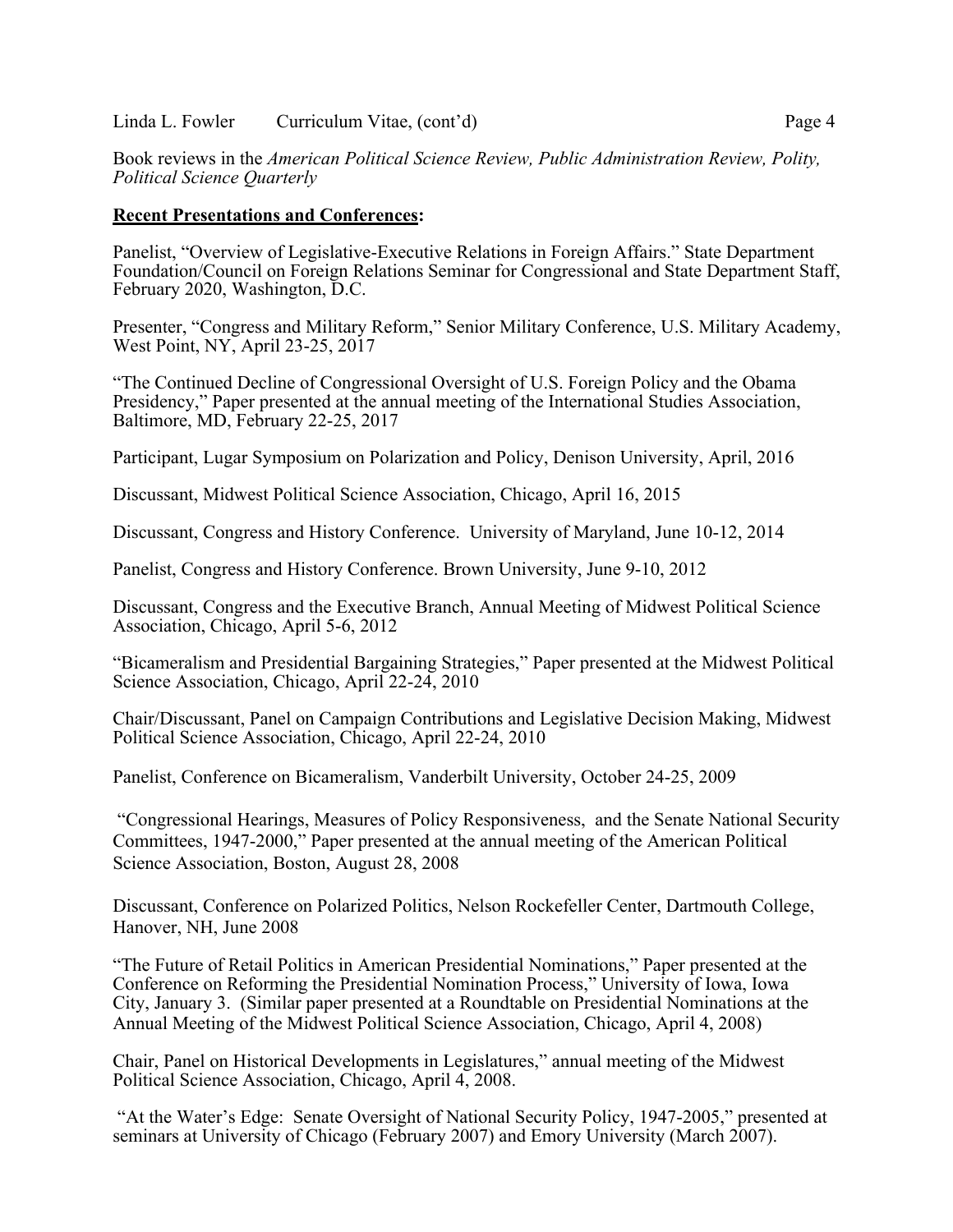Book reviews in the *American Political Science Review, Public Administration Review, Polity, Political Science Quarterly*

**Recent Presentations and Conferences:**

Panelist, "Overview of Legislative-Executive Relations in Foreign Affairs." State Department Foundation/Council on Foreign Relations Seminar for Congressional and State Department Staff, February 2020, Washington, D.C.

Presenter, "Congress and Military Reform," Senior Military Conference, U.S. Military Academy, West Point, NY, April 23-25, 2017

"The Continued Decline of Congressional Oversight of U.S. Foreign Policy and the Obama Presidency," Paper presented at the annual meeting of the International Studies Association, Baltimore, MD, February 22-25, 2017

Participant, Lugar Symposium on Polarization and Policy, Denison University, April, 2016

Discussant, Midwest Political Science Association, Chicago, April 16, 2015

Discussant, Congress and History Conference. University of Maryland, June 10-12, 2014

Panelist, Congress and History Conference. Brown University, June 9-10, 2012

Discussant, Congress and the Executive Branch, Annual Meeting of Midwest Political Science Association, Chicago, April 5-6, 2012

"Bicameralism and Presidential Bargaining Strategies," Paper presented at the Midwest Political Science Association, Chicago, April 22-24, 2010

Chair/Discussant, Panel on Campaign Contributions and Legislative Decision Making, Midwest Political Science Association, Chicago, April 22-24, 2010

Panelist, Conference on Bicameralism, Vanderbilt University, October 24-25, 2009

"Congressional Hearings, Measures of Policy Responsiveness, and the Senate National Security Committees, 1947-2000," Paper presented at the annual meeting of the American Political Science Association, Boston, August 28, 2008

Discussant, Conference on Polarized Politics, Nelson Rockefeller Center, Dartmouth College, Hanover, NH, June 2008

"The Future of Retail Politics in American Presidential Nominations," Paper presented at the Conference on Reforming the Presidential Nomination Process," University of Iowa, Iowa City, January 3. (Similar paper presented at a Roundtable on Presidential Nominations at the Annual Meeting of the Midwest Political Science Association, Chicago, April 4, 2008)

Chair, Panel on Historical Developments in Legislatures," annual meeting of the Midwest Political Science Association, Chicago, April 4, 2008.

"At the Water's Edge: Senate Oversight of National Security Policy, 1947-2005," presented at seminars at University of Chicago (February 2007) and Emory University (March 2007).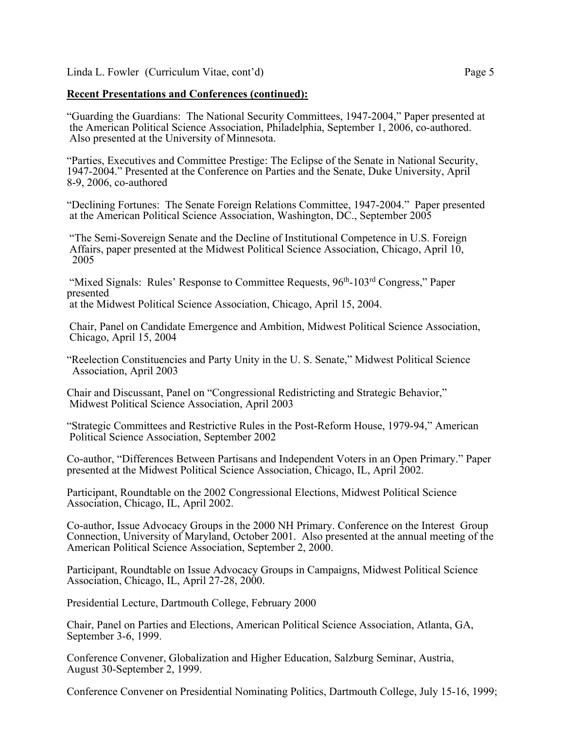**Recent Presentations and Conferences (continued):**

"Guarding the Guardians: The National Security Committees, 1947-2004," Paper presented at the American Political Science Association, Philadelphia, September 1, 2006, co-authored. Also presented at the University of Minnesota.

"Parties, Executives and Committee Prestige: The Eclipse of the Senate in National Security, 1947-2004." Presented at the Conference on Parties and the Senate, Duke University, April 8-9, 2006, co-authored

"Declining Fortunes: The Senate Foreign Relations Committee, 1947-2004." Paper presented at the American Political Science Association, Washington, DC., September 2005

"The Semi-Sovereign Senate and the Decline of Institutional Competence in U.S. Foreign Affairs, paper presented at the Midwest Political Science Association, Chicago, April 10, 2005

"Mixed Signals: Rules' Response to Committee Requests, 96th-103rd Congress," Paper presented at the Midwest Political Science Association, Chicago, April 15, 2004.

Chair, Panel on Candidate Emergence and Ambition, Midwest Political Science Association, Chicago, April 15, 2004

"Reelection Constituencies and Party Unity in the U. S. Senate," Midwest Political Science Association, April 2003

Chair and Discussant, Panel on "Congressional Redistricting and Strategic Behavior," Midwest Political Science Association, April 2003

"Strategic Committees and Restrictive Rules in the Post-Reform House, 1979-94," American Political Science Association, September 2002

Co-author, "Differences Between Partisans and Independent Voters in an Open Primary." Paper presented at the Midwest Political Science Association, Chicago, IL, April 2002.

Participant, Roundtable on the 2002 Congressional Elections, Midwest Political Science Association, Chicago, IL, April 2002.

Co-author, Issue Advocacy Groups in the 2000 NH Primary. Conference on the Interest Group Connection, University of Maryland, October 2001. Also presented at the annual meeting of the American Political Science Association, September 2, 2000.

Participant, Roundtable on Issue Advocacy Groups in Campaigns, Midwest Political Science Association, Chicago, IL, April 27-28, 2000.

Presidential Lecture, Dartmouth College, February 2000

Chair, Panel on Parties and Elections, American Political Science Association, Atlanta, GA, September 3-6, 1999.

Conference Convener, Globalization and Higher Education, Salzburg Seminar, Austria, August 30-September 2, 1999.

Conference Convener on Presidential Nominating Politics, Dartmouth College, July 15-16, 1999;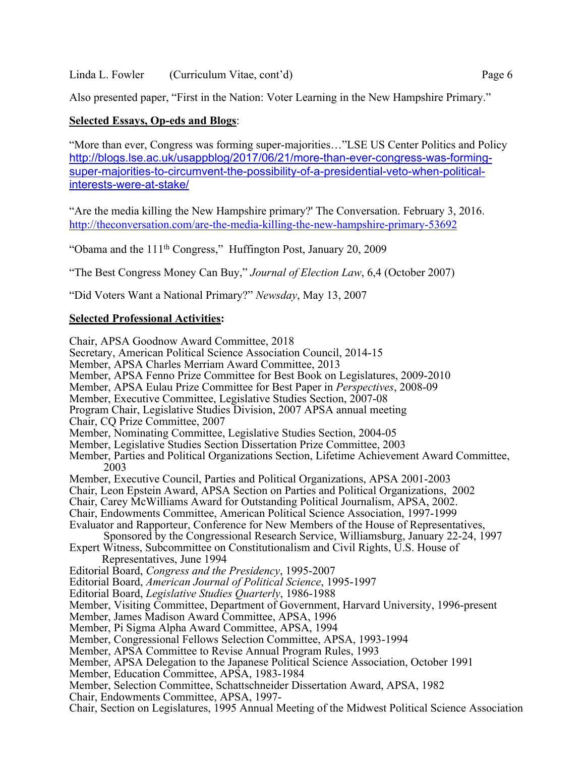Also presented paper, "First in the Nation: Voter Learning in the New Hampshire Primary."

**Selected Essays, Op-eds and Blogs**:

"More than ever, Congress was forming super-majorities…"LSE US Center Politics and Policy http://blogs.lse.ac.uk/usappblog/2017/06/21/more-than-ever-congress-was-forming-super-majorities-to-circumvent-the-possibility-of-a-presidential-veto-when-political-interests-were-at-stake/

"Are the media killing the New Hampshire primary?' The Conversation. February 3, 2016. http://theconversation.com/are-the-media-killing-the-new-hampshire-primary-53692

"Obama and the 111th Congress," Huffington Post, January 20, 2009

"The Best Congress Money Can Buy," *Journal of Election Law*, 6,4 (October 2007)

"Did Voters Want a National Primary?" *Newsday*, May 13, 2007

**Selected Professional Activities:**

Chair, APSA Goodnow Award Committee, 2018
Secretary, American Political Science Association Council, 2014-15
Member, APSA Charles Merriam Award Committee, 2013
Member, APSA Fenno Prize Committee for Best Book on Legislatures, 2009-2010
Member, APSA Eulau Prize Committee for Best Paper in *Perspectives*, 2008-09
Member, Executive Committee, Legislative Studies Section, 2007-08
Program Chair, Legislative Studies Division, 2007 APSA annual meeting
Chair, CQ Prize Committee, 2007
Member, Nominating Committee, Legislative Studies Section, 2004-05
Member, Legislative Studies Section Dissertation Prize Committee, 2003
Member, Parties and Political Organizations Section, Lifetime Achievement Award Committee, 2003
Member, Executive Council, Parties and Political Organizations, APSA 2001-2003
Chair, Leon Epstein Award, APSA Section on Parties and Political Organizations, 2002
Chair, Carey McWilliams Award for Outstanding Political Journalism, APSA, 2002.
Chair, Endowments Committee, American Political Science Association, 1997-1999
Evaluator and Rapporteur, Conference for New Members of the House of Representatives, Sponsored by the Congressional Research Service, Williamsburg, January 22-24, 1997
Expert Witness, Subcommittee on Constitutionalism and Civil Rights, U.S. House of Representatives, June 1994
Editorial Board, *Congress and the Presidency*, 1995-2007
Editorial Board, *American Journal of Political Science*, 1995-1997
Editorial Board, *Legislative Studies Quarterly*, 1986-1988
Member, Visiting Committee, Department of Government, Harvard University, 1996-present
Member, James Madison Award Committee, APSA, 1996
Member, Pi Sigma Alpha Award Committee, APSA, 1994
Member, Congressional Fellows Selection Committee, APSA, 1993-1994
Member, APSA Committee to Revise Annual Program Rules, 1993
Member, APSA Delegation to the Japanese Political Science Association, October 1991
Member, Education Committee, APSA, 1983-1984
Member, Selection Committee, Schattschneider Dissertation Award, APSA, 1982
Chair, Endowments Committee, APSA, 1997-
Chair, Section on Legislatures, 1995 Annual Meeting of the Midwest Political Science Association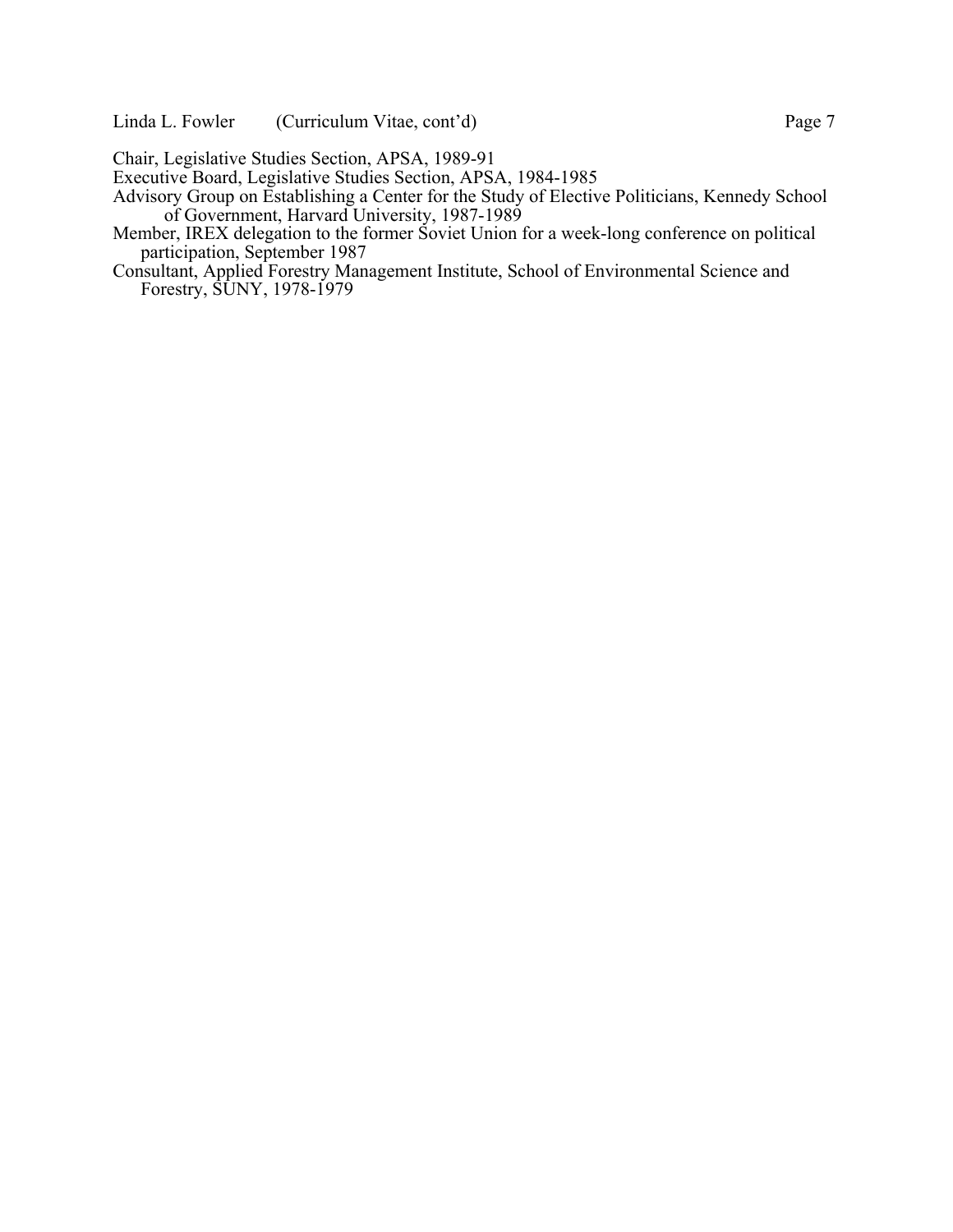Chair, Legislative Studies Section, APSA, 1989-91

Executive Board, Legislative Studies Section, APSA, 1984-1985

Advisory Group on Establishing a Center for the Study of Elective Politicians, Kennedy School of Government, Harvard University, 1987-1989

Member, IREX delegation to the former Soviet Union for a week-long conference on political participation, September 1987

Consultant, Applied Forestry Management Institute, School of Environmental Science and Forestry, SUNY, 1978-1979